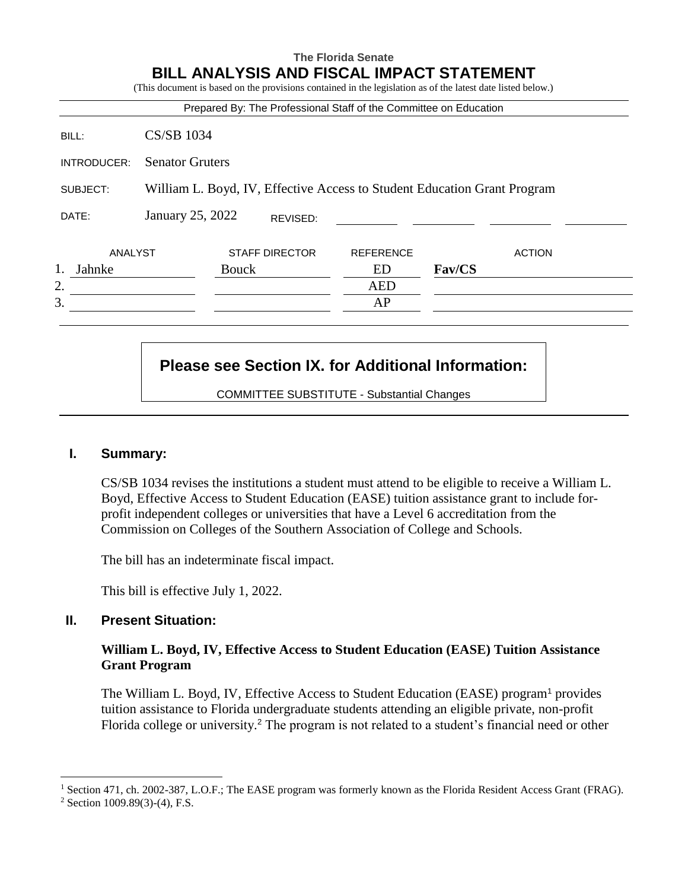The Florida Senate

# BILL ANALYSIS AND FISCAL IMPACT STATEMENT

(This document is based on the provisions contained in the legislation as of the latest date listed below.)

Prepared By: The Professional Staff of the Committee on Education

| | |
|---|---|
| BILL: | CS/SB 1034 |
| INTRODUCER: | Senator Gruters |
| SUBJECT: | William L. Boyd, IV, Effective Access to Student Education Grant Program |
| DATE: | January 25, 2022 REVISED: |

| | ANALYST | STAFF DIRECTOR | REFERENCE | ACTION |
|---|---|---|---|---|
| 1. | Jahnke | Bouck | ED | **Fav/CS** |
| 2. | | | AED | |
| 3. | | | AP | |

**Please see Section IX. for Additional Information:**

COMMITTEE SUBSTITUTE - Substantial Changes

## I. Summary:

CS/SB 1034 revises the institutions a student must attend to be eligible to receive a William L. Boyd, Effective Access to Student Education (EASE) tuition assistance grant to include for-profit independent colleges or universities that have a Level 6 accreditation from the Commission on Colleges of the Southern Association of College and Schools.

The bill has an indeterminate fiscal impact.

This bill is effective July 1, 2022.

## II. Present Situation:

### William L. Boyd, IV, Effective Access to Student Education (EASE) Tuition Assistance Grant Program

The William L. Boyd, IV, Effective Access to Student Education (EASE) program[1] provides tuition assistance to Florida undergraduate students attending an eligible private, non-profit Florida college or university.[2] The program is not related to a student's financial need or other

[1] Section 471, ch. 2002-387, L.O.F.; The EASE program was formerly known as the Florida Resident Access Grant (FRAG).

[2] Section 1009.89(3)-(4), F.S.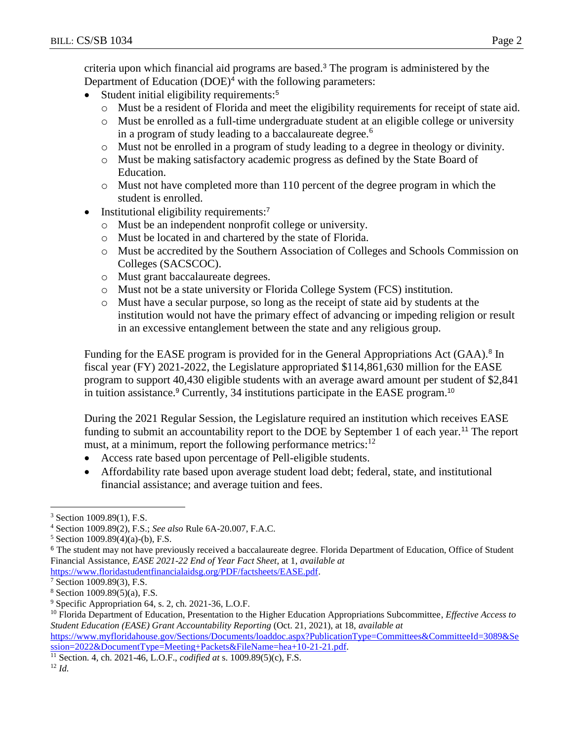criteria upon which financial aid programs are based.[3] The program is administered by the Department of Education (DOE)[4] with the following parameters:

- Student initial eligibility requirements:[5]
  - Must be a resident of Florida and meet the eligibility requirements for receipt of state aid.
  - Must be enrolled as a full-time undergraduate student at an eligible college or university in a program of study leading to a baccalaureate degree.[6]
  - Must not be enrolled in a program of study leading to a degree in theology or divinity.
  - Must be making satisfactory academic progress as defined by the State Board of Education.
  - Must not have completed more than 110 percent of the degree program in which the student is enrolled.
- Institutional eligibility requirements:[7]
  - Must be an independent nonprofit college or university.
  - Must be located in and chartered by the state of Florida.
  - Must be accredited by the Southern Association of Colleges and Schools Commission on Colleges (SACSCOC).
  - Must grant baccalaureate degrees.
  - Must not be a state university or Florida College System (FCS) institution.
  - Must have a secular purpose, so long as the receipt of state aid by students at the institution would not have the primary effect of advancing or impeding religion or result in an excessive entanglement between the state and any religious group.

Funding for the EASE program is provided for in the General Appropriations Act (GAA).[8] In fiscal year (FY) 2021-2022, the Legislature appropriated $114,861,630 million for the EASE program to support 40,430 eligible students with an average award amount per student of $2,841 in tuition assistance.[9] Currently, 34 institutions participate in the EASE program.[10]

During the 2021 Regular Session, the Legislature required an institution which receives EASE funding to submit an accountability report to the DOE by September 1 of each year.[11] The report must, at a minimum, report the following performance metrics:[12]

- Access rate based upon percentage of Pell-eligible students.
- Affordability rate based upon average student load debt; federal, state, and institutional financial assistance; and average tuition and fees.

---

[3] Section 1009.89(1), F.S.

[4] Section 1009.89(2), F.S.; *See also* Rule 6A-20.007, F.A.C.

[5] Section 1009.89(4)(a)-(b), F.S.

[6] The student may not have previously received a baccalaureate degree. Florida Department of Education, Office of Student Financial Assistance, *EASE 2021-22 End of Year Fact Sheet*, at 1, *available at* https://www.floridastudentfinancialaidsg.org/PDF/factsheets/EASE.pdf.

[7] Section 1009.89(3), F.S.

[8] Section 1009.89(5)(a), F.S.

[9] Specific Appropriation 64, s. 2, ch. 2021-36, L.O.F.

[10] Florida Department of Education, Presentation to the Higher Education Appropriations Subcommittee, *Effective Access to Student Education (EASE) Grant Accountability Reporting* (Oct. 21, 2021), at 18, *available at* https://www.myfloridahouse.gov/Sections/Documents/loaddoc.aspx?PublicationType=Committees&CommitteeId=3089&Session=2022&DocumentType=Meeting+Packets&FileName=hea+10-21-21.pdf.

[11] Section. 4, ch. 2021-46, L.O.F., *codified at* s. 1009.89(5)(c), F.S.

[12] *Id.*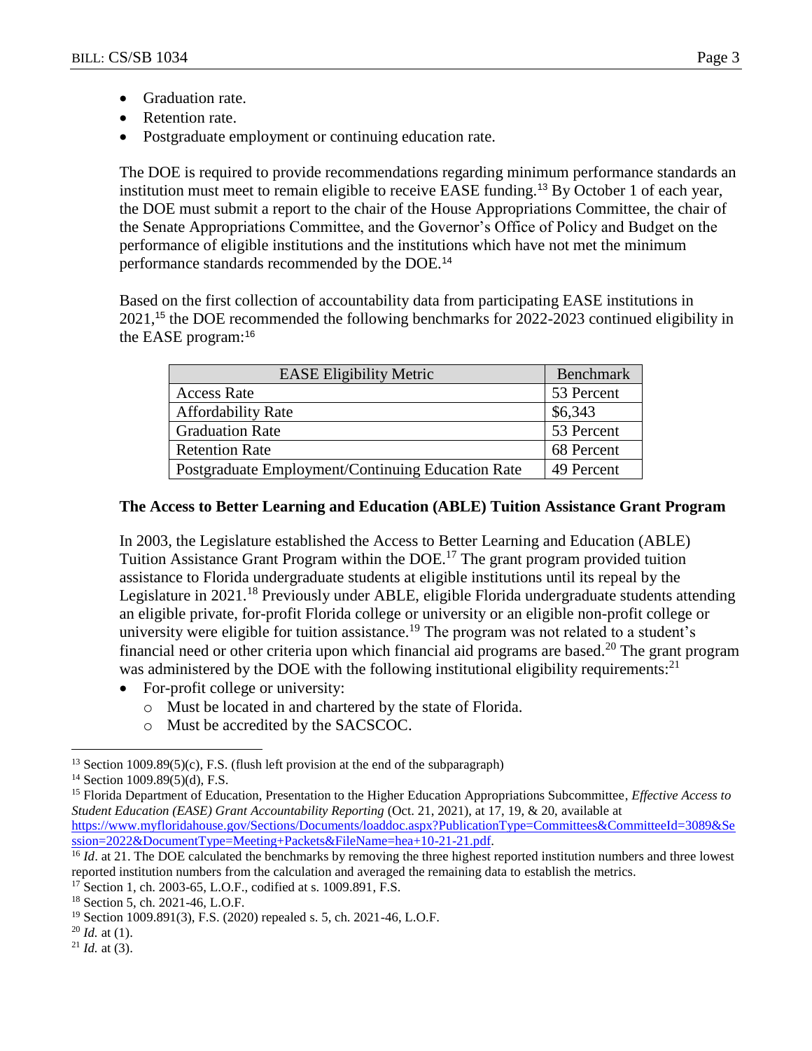- Graduation rate.
- Retention rate.
- Postgraduate employment or continuing education rate.

The DOE is required to provide recommendations regarding minimum performance standards an institution must meet to remain eligible to receive EASE funding.[13] By October 1 of each year, the DOE must submit a report to the chair of the House Appropriations Committee, the chair of the Senate Appropriations Committee, and the Governor's Office of Policy and Budget on the performance of eligible institutions and the institutions which have not met the minimum performance standards recommended by the DOE.[14]

Based on the first collection of accountability data from participating EASE institutions in 2021,[15] the DOE recommended the following benchmarks for 2022-2023 continued eligibility in the EASE program:[16]

| EASE Eligibility Metric | Benchmark |
|---|---|
| Access Rate | 53 Percent |
| Affordability Rate | $6,343 |
| Graduation Rate | 53 Percent |
| Retention Rate | 68 Percent |
| Postgraduate Employment/Continuing Education Rate | 49 Percent |

**The Access to Better Learning and Education (ABLE) Tuition Assistance Grant Program**

In 2003, the Legislature established the Access to Better Learning and Education (ABLE) Tuition Assistance Grant Program within the DOE.[17] The grant program provided tuition assistance to Florida undergraduate students at eligible institutions until its repeal by the Legislature in 2021.[18] Previously under ABLE, eligible Florida undergraduate students attending an eligible private, for-profit Florida college or university or an eligible non-profit college or university were eligible for tuition assistance.[19] The program was not related to a student's financial need or other criteria upon which financial aid programs are based.[20] The grant program was administered by the DOE with the following institutional eligibility requirements:[21]

- For-profit college or university:
  - Must be located in and chartered by the state of Florida.
  - Must be accredited by the SACSCOC.

---

[13] Section 1009.89(5)(c), F.S. (flush left provision at the end of the subparagraph)

[14] Section 1009.89(5)(d), F.S.

[15] Florida Department of Education, Presentation to the Higher Education Appropriations Subcommittee, *Effective Access to Student Education (EASE) Grant Accountability Reporting* (Oct. 21, 2021), at 17, 19, & 20, available at https://www.myfloridahouse.gov/Sections/Documents/loaddoc.aspx?PublicationType=Committees&CommitteeId=3089&Session=2022&DocumentType=Meeting+Packets&FileName=hea+10-21-21.pdf.

[16] *Id*. at 21. The DOE calculated the benchmarks by removing the three highest reported institution numbers and three lowest reported institution numbers from the calculation and averaged the remaining data to establish the metrics.

[17] Section 1, ch. 2003-65, L.O.F., codified at s. 1009.891, F.S.

[18] Section 5, ch. 2021-46, L.O.F.

[19] Section 1009.891(3), F.S. (2020) repealed s. 5, ch. 2021-46, L.O.F.

[20] *Id.* at (1).

[21] *Id.* at (3).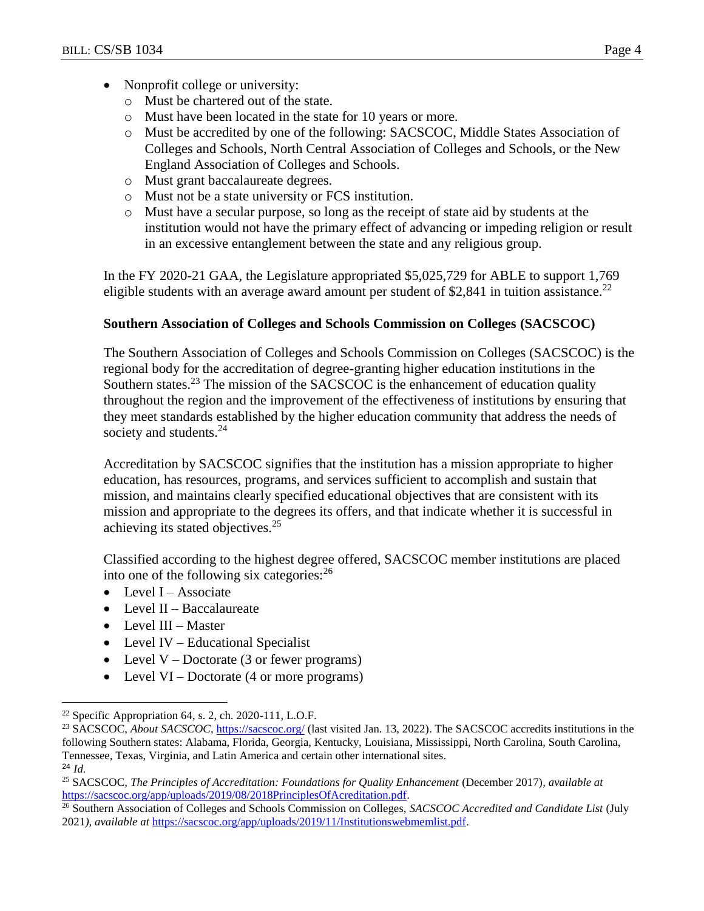- Nonprofit college or university:
  - Must be chartered out of the state.
  - Must have been located in the state for 10 years or more.
  - Must be accredited by one of the following: SACSCOC, Middle States Association of Colleges and Schools, North Central Association of Colleges and Schools, or the New England Association of Colleges and Schools.
  - Must grant baccalaureate degrees.
  - Must not be a state university or FCS institution.
  - Must have a secular purpose, so long as the receipt of state aid by students at the institution would not have the primary effect of advancing or impeding religion or result in an excessive entanglement between the state and any religious group.

In the FY 2020-21 GAA, the Legislature appropriated $5,025,729 for ABLE to support 1,769 eligible students with an average award amount per student of $2,841 in tuition assistance.[22]

**Southern Association of Colleges and Schools Commission on Colleges (SACSCOC)**

The Southern Association of Colleges and Schools Commission on Colleges (SACSCOC) is the regional body for the accreditation of degree-granting higher education institutions in the Southern states.[23] The mission of the SACSCOC is the enhancement of education quality throughout the region and the improvement of the effectiveness of institutions by ensuring that they meet standards established by the higher education community that address the needs of society and students.[24]

Accreditation by SACSCOC signifies that the institution has a mission appropriate to higher education, has resources, programs, and services sufficient to accomplish and sustain that mission, and maintains clearly specified educational objectives that are consistent with its mission and appropriate to the degrees its offers, and that indicate whether it is successful in achieving its stated objectives.[25]

Classified according to the highest degree offered, SACSCOC member institutions are placed into one of the following six categories:[26]

- Level I – Associate
- Level II – Baccalaureate
- Level III – Master
- Level IV – Educational Specialist
- Level V – Doctorate (3 or fewer programs)
- Level VI – Doctorate (4 or more programs)

---

[22] Specific Appropriation 64, s. 2, ch. 2020-111, L.O.F.

[23] SACSCOC, *About SACSCOC*, https://sacscoc.org/ (last visited Jan. 13, 2022). The SACSCOC accredits institutions in the following Southern states: Alabama, Florida, Georgia, Kentucky, Louisiana, Mississippi, North Carolina, South Carolina, Tennessee, Texas, Virginia, and Latin America and certain other international sites.

[24] *Id.*

[25] SACSCOC, *The Principles of Accreditation: Foundations for Quality Enhancement* (December 2017), *available at* https://sacscoc.org/app/uploads/2019/08/2018PrinciplesOfAcreditation.pdf.

[26] Southern Association of Colleges and Schools Commission on Colleges, *SACSCOC Accredited and Candidate List* (July 2021), *available at* https://sacscoc.org/app/uploads/2019/11/Institutionswebmemlist.pdf.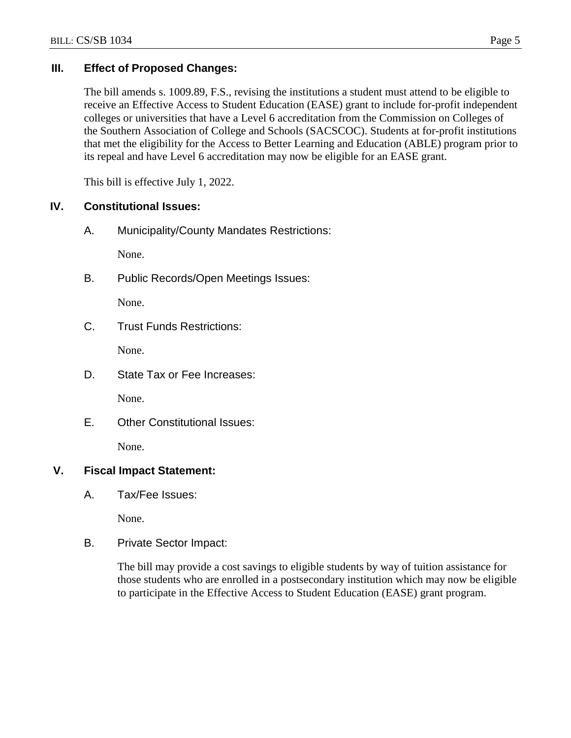## III. Effect of Proposed Changes:

The bill amends s. 1009.89, F.S., revising the institutions a student must attend to be eligible to receive an Effective Access to Student Education (EASE) grant to include for-profit independent colleges or universities that have a Level 6 accreditation from the Commission on Colleges of the Southern Association of College and Schools (SACSCOC). Students at for-profit institutions that met the eligibility for the Access to Better Learning and Education (ABLE) program prior to its repeal and have Level 6 accreditation may now be eligible for an EASE grant.

This bill is effective July 1, 2022.

## IV. Constitutional Issues:

### A. Municipality/County Mandates Restrictions:

None.

### B. Public Records/Open Meetings Issues:

None.

### C. Trust Funds Restrictions:

None.

### D. State Tax or Fee Increases:

None.

### E. Other Constitutional Issues:

None.

## V. Fiscal Impact Statement:

### A. Tax/Fee Issues:

None.

### B. Private Sector Impact:

The bill may provide a cost savings to eligible students by way of tuition assistance for those students who are enrolled in a postsecondary institution which may now be eligible to participate in the Effective Access to Student Education (EASE) grant program.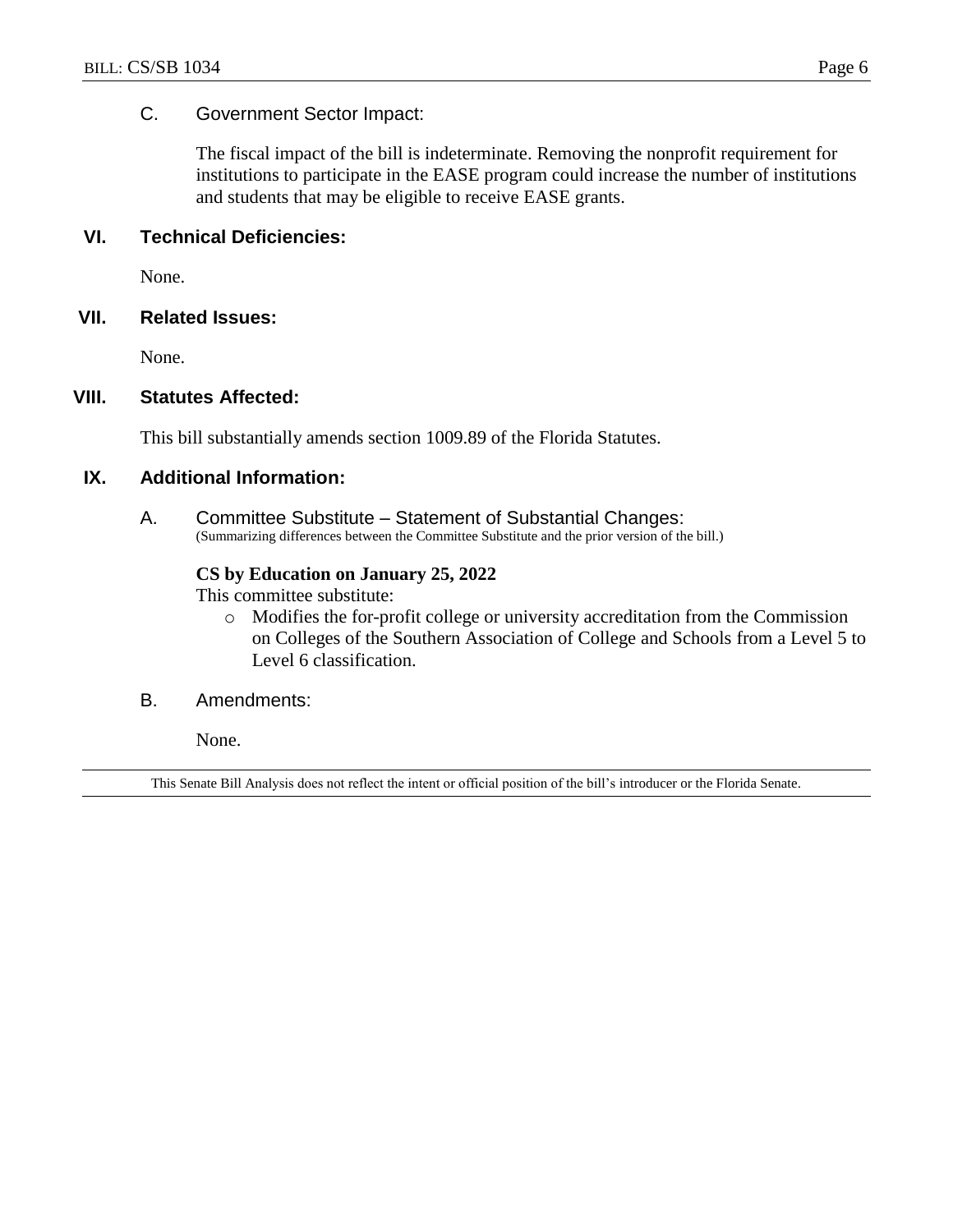### C. Government Sector Impact:

The fiscal impact of the bill is indeterminate. Removing the nonprofit requirement for institutions to participate in the EASE program could increase the number of institutions and students that may be eligible to receive EASE grants.

## VI. Technical Deficiencies:

None.

## VII. Related Issues:

None.

## VIII. Statutes Affected:

This bill substantially amends section 1009.89 of the Florida Statutes.

## IX. Additional Information:

### A. Committee Substitute – Statement of Substantial Changes:

(Summarizing differences between the Committee Substitute and the prior version of the bill.)

**CS by Education on January 25, 2022**

This committee substitute:

- Modifies the for-profit college or university accreditation from the Commission on Colleges of the Southern Association of College and Schools from a Level 5 to Level 6 classification.

### B. Amendments:

None.

This Senate Bill Analysis does not reflect the intent or official position of the bill's introducer or the Florida Senate.